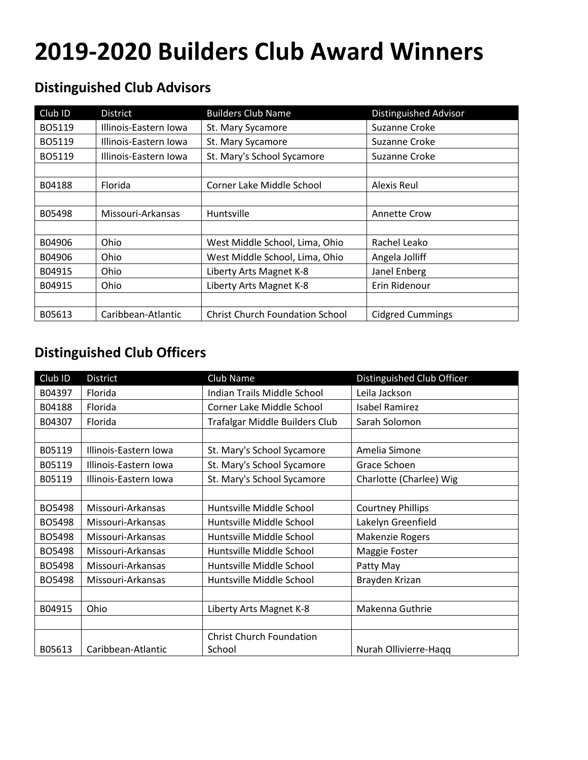# 2019-2020 Builders Club Award Winners

## Distinguished Club Advisors

| Club ID | District | Builders Club Name | Distinguished Advisor |
|---|---|---|---|
| BO5119 | Illinois-Eastern Iowa | St. Mary Sycamore | Suzanne Croke |
| BO5119 | Illinois-Eastern Iowa | St. Mary Sycamore | Suzanne Croke |
| BO5119 | Illinois-Eastern Iowa | St. Mary's School Sycamore | Suzanne Croke |
| | | | |
| B04188 | Florida | Corner Lake Middle School | Alexis Reul |
| | | | |
| B05498 | Missouri-Arkansas | Huntsville | Annette Crow |
| | | | |
| B04906 | Ohio | West Middle School, Lima, Ohio | Rachel Leako |
| B04906 | Ohio | West Middle School, Lima, Ohio | Angela Jolliff |
| B04915 | Ohio | Liberty Arts Magnet K-8 | Janel Enberg |
| B04915 | Ohio | Liberty Arts Magnet K-8 | Erin Ridenour |
| | | | |
| B05613 | Caribbean-Atlantic | Christ Church Foundation School | Cidgred Cummings |

## Distinguished Club Officers

| Club ID | District | Club Name | Distinguished Club Officer |
|---|---|---|---|
| B04397 | Florida | Indian Trails Middle School | Leila Jackson |
| B04188 | Florida | Corner Lake Middle School | Isabel Ramirez |
| B04307 | Florida | Trafalgar Middle Builders Club | Sarah Solomon |
| | | | |
| B05119 | Illinois-Eastern Iowa | St. Mary's School Sycamore | Amelia Simone |
| B05119 | Illinois-Eastern Iowa | St. Mary's School Sycamore | Grace Schoen |
| B05119 | Illinois-Eastern Iowa | St. Mary's School Sycamore | Charlotte (Charlee) Wig |
| | | | |
| BO5498 | Missouri-Arkansas | Huntsville Middle School | Courtney Phillips |
| BO5498 | Missouri-Arkansas | Huntsville Middle School | Lakelyn Greenfield |
| BO5498 | Missouri-Arkansas | Huntsville Middle School | Makenzie Rogers |
| BO5498 | Missouri-Arkansas | Huntsville Middle School | Maggie Foster |
| BO5498 | Missouri-Arkansas | Huntsville Middle School | Patty May |
| BO5498 | Missouri-Arkansas | Huntsville Middle School | Brayden Krizan |
| | | | |
| B04915 | Ohio | Liberty Arts Magnet K-8 | Makenna Guthrie |
| | | | |
| B05613 | Caribbean-Atlantic | Christ Church Foundation School | Nurah Ollivierre-Haqq |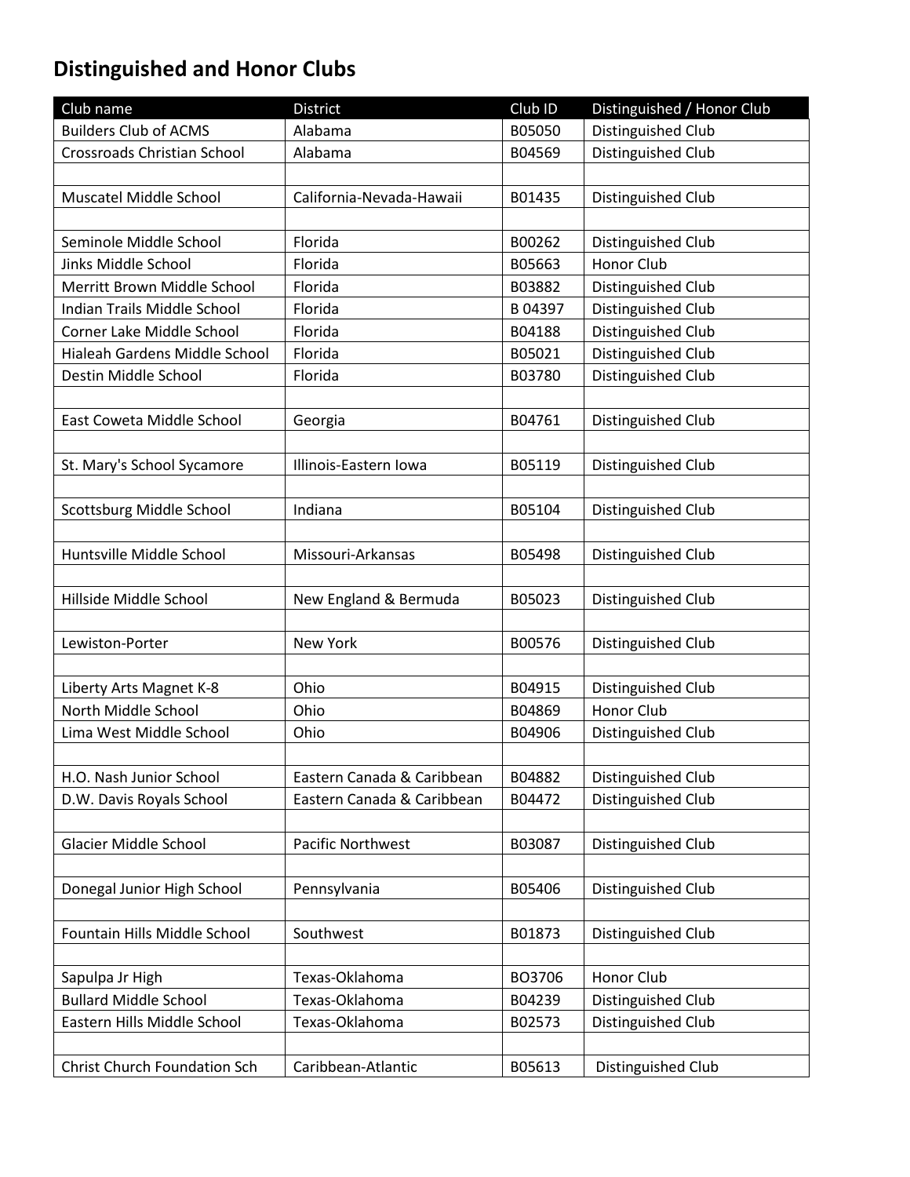## Distinguished and Honor Clubs

| Club name | District | Club ID | Distinguished / Honor Club |
|---|---|---|---|
| Builders Club of ACMS | Alabama | B05050 | Distinguished Club |
| Crossroads Christian School | Alabama | B04569 | Distinguished Club |
| | | | |
| Muscatel Middle School | California-Nevada-Hawaii | B01435 | Distinguished Club |
| | | | |
| Seminole Middle School | Florida | B00262 | Distinguished Club |
| Jinks Middle School | Florida | B05663 | Honor Club |
| Merritt Brown Middle School | Florida | B03882 | Distinguished Club |
| Indian Trails Middle School | Florida | B 04397 | Distinguished Club |
| Corner Lake Middle School | Florida | B04188 | Distinguished Club |
| Hialeah Gardens Middle School | Florida | B05021 | Distinguished Club |
| Destin Middle School | Florida | B03780 | Distinguished Club |
| | | | |
| East Coweta Middle School | Georgia | B04761 | Distinguished Club |
| | | | |
| St. Mary's School Sycamore | Illinois-Eastern Iowa | B05119 | Distinguished Club |
| | | | |
| Scottsburg Middle School | Indiana | B05104 | Distinguished Club |
| | | | |
| Huntsville Middle School | Missouri-Arkansas | B05498 | Distinguished Club |
| | | | |
| Hillside Middle School | New England & Bermuda | B05023 | Distinguished Club |
| | | | |
| Lewiston-Porter | New York | B00576 | Distinguished Club |
| | | | |
| Liberty Arts Magnet K-8 | Ohio | B04915 | Distinguished Club |
| North Middle School | Ohio | B04869 | Honor Club |
| Lima West Middle School | Ohio | B04906 | Distinguished Club |
| | | | |
| H.O. Nash Junior School | Eastern Canada & Caribbean | B04882 | Distinguished Club |
| D.W. Davis Royals School | Eastern Canada & Caribbean | B04472 | Distinguished Club |
| | | | |
| Glacier Middle School | Pacific Northwest | B03087 | Distinguished Club |
| | | | |
| Donegal Junior High School | Pennsylvania | B05406 | Distinguished Club |
| | | | |
| Fountain Hills Middle School | Southwest | B01873 | Distinguished Club |
| | | | |
| Sapulpa Jr High | Texas-Oklahoma | BO3706 | Honor Club |
| Bullard Middle School | Texas-Oklahoma | B04239 | Distinguished Club |
| Eastern Hills Middle School | Texas-Oklahoma | B02573 | Distinguished Club |
| | | | |
| Christ Church Foundation Sch | Caribbean-Atlantic | B05613 | Distinguished Club |